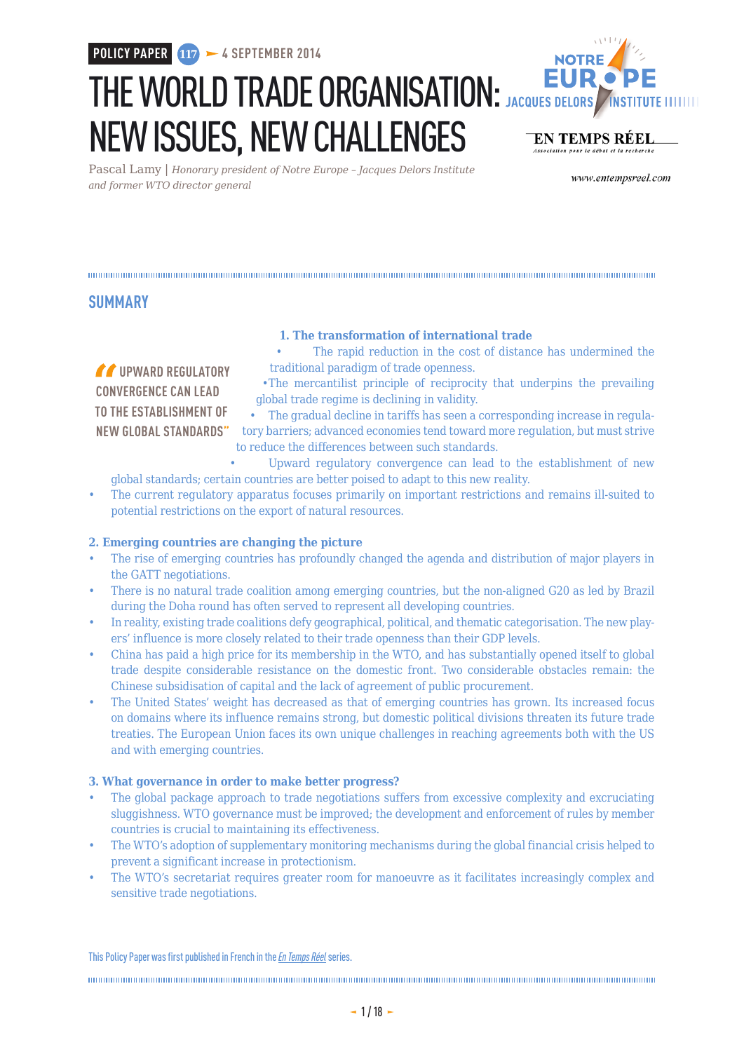POLICY PAPER 117 — 4 SEPTEMBER 2014

# THE WORLD TRADE ORGANISATION: NEW ISSUES, NEW CHALLENGES

NOTRE EUROPE JACQUES DELORS INSTITUTE

EN TEMPS RÉEL — Association pour le débat et la recherche

www.entempsreel.com

Pascal Lamy | *Honorary president of Notre Europe – Jacques Delors Institute and former WTO director general*

## SUMMARY

> "UPWARD REGULATORY CONVERGENCE CAN LEAD TO THE ESTABLISHMENT OF NEW GLOBAL STANDARDS"

**1. The transformation of international trade**

- The rapid reduction in the cost of distance has undermined the traditional paradigm of trade openness.
- The mercantilist principle of reciprocity that underpins the prevailing global trade regime is declining in validity.
- The gradual decline in tariffs has seen a corresponding increase in regulatory barriers; advanced economies tend toward more regulation, but must strive to reduce the differences between such standards.
- Upward regulatory convergence can lead to the establishment of new global standards; certain countries are better poised to adapt to this new reality.
- The current regulatory apparatus focuses primarily on important restrictions and remains ill-suited to potential restrictions on the export of natural resources.

**2. Emerging countries are changing the picture**

- The rise of emerging countries has profoundly changed the agenda and distribution of major players in the GATT negotiations.
- There is no natural trade coalition among emerging countries, but the non-aligned G20 as led by Brazil during the Doha round has often served to represent all developing countries.
- In reality, existing trade coalitions defy geographical, political, and thematic categorisation. The new players' influence is more closely related to their trade openness than their GDP levels.
- China has paid a high price for its membership in the WTO, and has substantially opened itself to global trade despite considerable resistance on the domestic front. Two considerable obstacles remain: the Chinese subsidisation of capital and the lack of agreement of public procurement.
- The United States' weight has decreased as that of emerging countries has grown. Its increased focus on domains where its influence remains strong, but domestic political divisions threaten its future trade treaties. The European Union faces its own unique challenges in reaching agreements both with the US and with emerging countries.

**3. What governance in order to make better progress?**

- The global package approach to trade negotiations suffers from excessive complexity and excruciating sluggishness. WTO governance must be improved; the development and enforcement of rules by member countries is crucial to maintaining its effectiveness.
- The WTO's adoption of supplementary monitoring mechanisms during the global financial crisis helped to prevent a significant increase in protectionism.
- The WTO's secretariat requires greater room for manoeuvre as it facilitates increasingly complex and sensitive trade negotiations.

This Policy Paper was first published in French in the *En Temps Réel* series.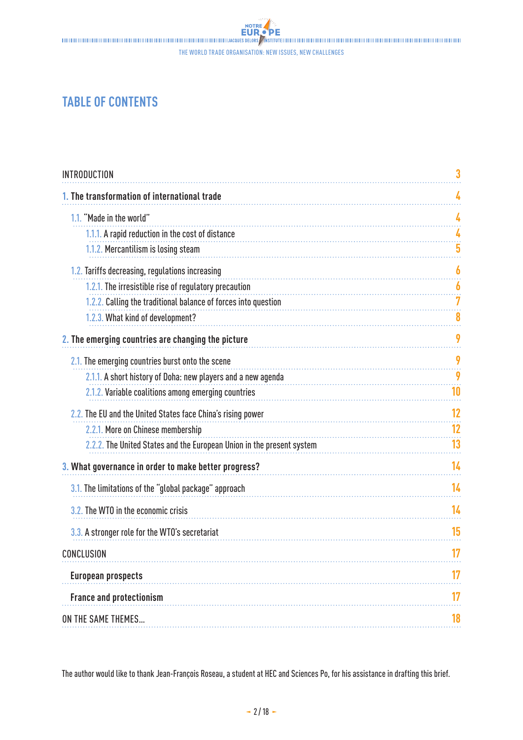# TABLE OF CONTENTS

INTRODUCTION 3

**1. The transformation of international trade** 4

1.1. "Made in the world" 4

1.1.1. A rapid reduction in the cost of distance 4

1.1.2. Mercantilism is losing steam 5

1.2. Tariffs decreasing, regulations increasing 6

1.2.1. The irresistible rise of regulatory precaution 6

1.2.2. Calling the traditional balance of forces into question 7

1.2.3. What kind of development? 8

**2. The emerging countries are changing the picture** 9

2.1. The emerging countries burst onto the scene 9

2.1.1. A short history of Doha: new players and a new agenda 9

2.1.2. Variable coalitions among emerging countries 10

2.2. The EU and the United States face China's rising power 12

2.2.1. More on Chinese membership 12

2.2.2. The United States and the European Union in the present system 13

**3. What governance in order to make better progress?** 14

3.1. The limitations of the "global package" approach 14

3.2. The WTO in the economic crisis 14

3.3. A stronger role for the WTO's secretariat 15

CONCLUSION 17

**European prospects** 17

**France and protectionism** 17

ON THE SAME THEMES... 18

The author would like to thank Jean-François Roseau, a student at HEC and Sciences Po, for his assistance in drafting this brief.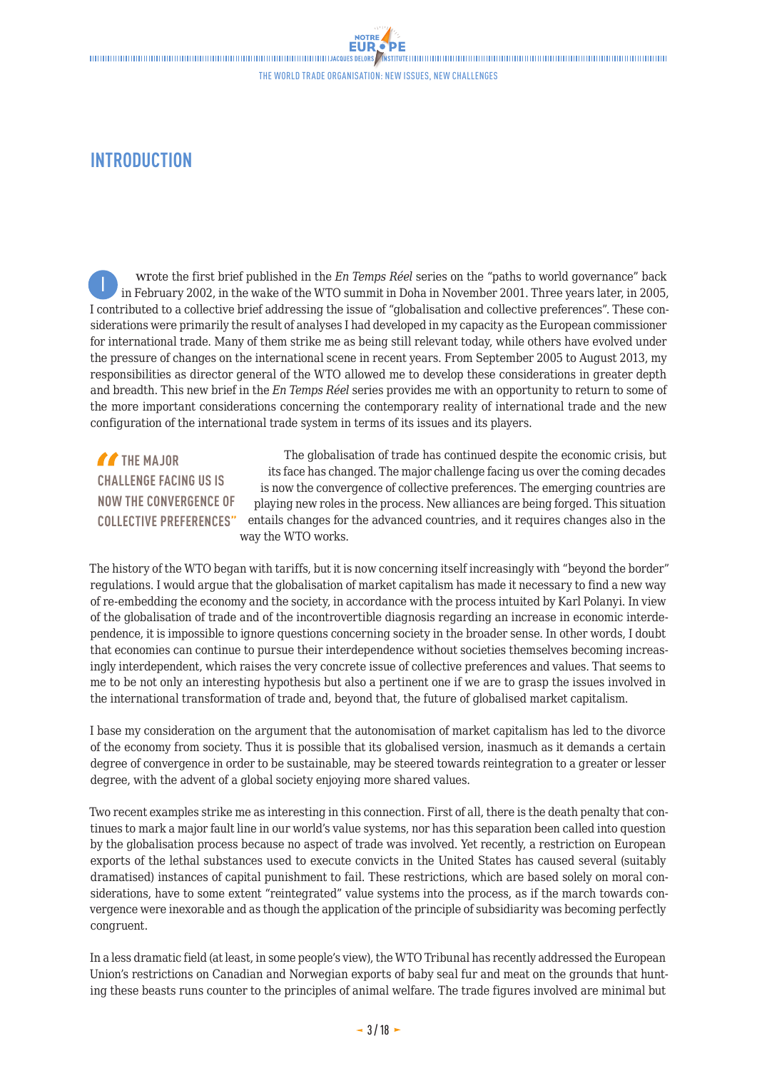# INTRODUCTION

I wrote the first brief published in the *En Temps Réel* series on the "paths to world governance" back in February 2002, in the wake of the WTO summit in Doha in November 2001. Three years later, in 2005, I contributed to a collective brief addressing the issue of "globalisation and collective preferences". These considerations were primarily the result of analyses I had developed in my capacity as the European commissioner for international trade. Many of them strike me as being still relevant today, while others have evolved under the pressure of changes on the international scene in recent years. From September 2005 to August 2013, my responsibilities as director general of the WTO allowed me to develop these considerations in greater depth and breadth. This new brief in the *En Temps Réel* series provides me with an opportunity to return to some of the more important considerations concerning the contemporary reality of international trade and the new configuration of the international trade system in terms of its issues and its players.

> "THE MAJOR CHALLENGE FACING US IS NOW THE CONVERGENCE OF COLLECTIVE PREFERENCES"

The globalisation of trade has continued despite the economic crisis, but its face has changed. The major challenge facing us over the coming decades is now the convergence of collective preferences. The emerging countries are playing new roles in the process. New alliances are being forged. This situation entails changes for the advanced countries, and it requires changes also in the way the WTO works.

The history of the WTO began with tariffs, but it is now concerning itself increasingly with "beyond the border" regulations. I would argue that the globalisation of market capitalism has made it necessary to find a new way of re-embedding the economy and the society, in accordance with the process intuited by Karl Polanyi. In view of the globalisation of trade and of the incontrovertible diagnosis regarding an increase in economic interdependence, it is impossible to ignore questions concerning society in the broader sense. In other words, I doubt that economies can continue to pursue their interdependence without societies themselves becoming increasingly interdependent, which raises the very concrete issue of collective preferences and values. That seems to me to be not only an interesting hypothesis but also a pertinent one if we are to grasp the issues involved in the international transformation of trade and, beyond that, the future of globalised market capitalism.

I base my consideration on the argument that the autonomisation of market capitalism has led to the divorce of the economy from society. Thus it is possible that its globalised version, inasmuch as it demands a certain degree of convergence in order to be sustainable, may be steered towards reintegration to a greater or lesser degree, with the advent of a global society enjoying more shared values.

Two recent examples strike me as interesting in this connection. First of all, there is the death penalty that continues to mark a major fault line in our world's value systems, nor has this separation been called into question by the globalisation process because no aspect of trade was involved. Yet recently, a restriction on European exports of the lethal substances used to execute convicts in the United States has caused several (suitably dramatised) instances of capital punishment to fail. These restrictions, which are based solely on moral considerations, have to some extent "reintegrated" value systems into the process, as if the march towards convergence were inexorable and as though the application of the principle of subsidiarity was becoming perfectly congruent.

In a less dramatic field (at least, in some people's view), the WTO Tribunal has recently addressed the European Union's restrictions on Canadian and Norwegian exports of baby seal fur and meat on the grounds that hunting these beasts runs counter to the principles of animal welfare. The trade figures involved are minimal but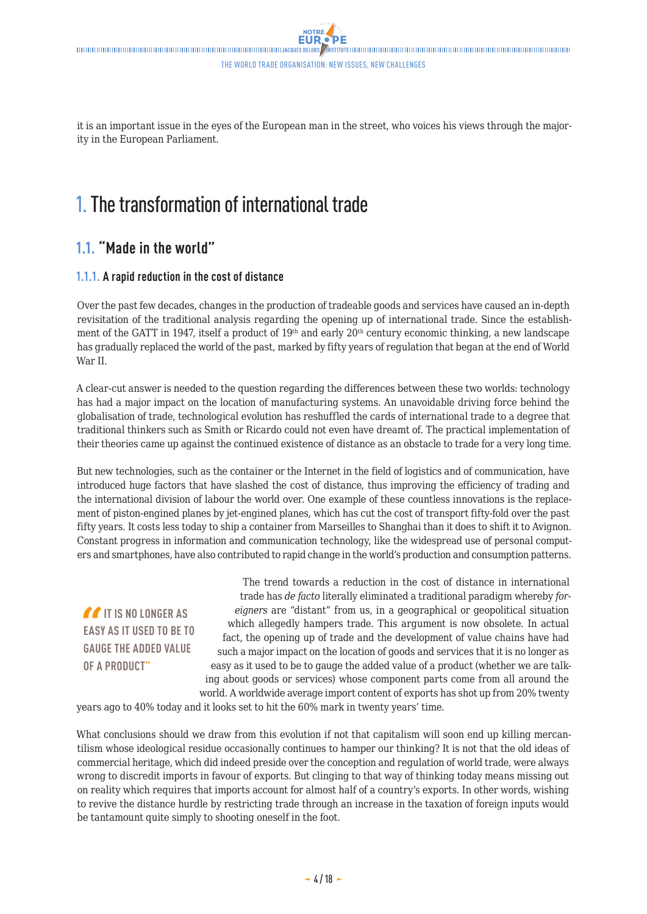it is an important issue in the eyes of the European man in the street, who voices his views through the majority in the European Parliament.

# 1. The transformation of international trade

## 1.1. "Made in the world"

### 1.1.1. A rapid reduction in the cost of distance

Over the past few decades, changes in the production of tradeable goods and services have caused an in-depth revisitation of the traditional analysis regarding the opening up of international trade. Since the establishment of the GATT in 1947, itself a product of 19th and early 20th century economic thinking, a new landscape has gradually replaced the world of the past, marked by fifty years of regulation that began at the end of World War II.

A clear-cut answer is needed to the question regarding the differences between these two worlds: technology has had a major impact on the location of manufacturing systems. An unavoidable driving force behind the globalisation of trade, technological evolution has reshuffled the cards of international trade to a degree that traditional thinkers such as Smith or Ricardo could not even have dreamt of. The practical implementation of their theories came up against the continued existence of distance as an obstacle to trade for a very long time.

But new technologies, such as the container or the Internet in the field of logistics and of communication, have introduced huge factors that have slashed the cost of distance, thus improving the efficiency of trading and the international division of labour the world over. One example of these countless innovations is the replacement of piston-engined planes by jet-engined planes, which has cut the cost of transport fifty-fold over the past fifty years. It costs less today to ship a container from Marseilles to Shanghai than it does to shift it to Avignon. Constant progress in information and communication technology, like the widespread use of personal computers and smartphones, have also contributed to rapid change in the world's production and consumption patterns.

> "IT IS NO LONGER AS EASY AS IT USED TO BE TO GAUGE THE ADDED VALUE OF A PRODUCT"

The trend towards a reduction in the cost of distance in international trade has *de facto* literally eliminated a traditional paradigm whereby *foreigners* are "distant" from us, in a geographical or geopolitical situation which allegedly hampers trade. This argument is now obsolete. In actual fact, the opening up of trade and the development of value chains have had such a major impact on the location of goods and services that it is no longer as easy as it used to be to gauge the added value of a product (whether we are talking about goods or services) whose component parts come from all around the world. A worldwide average import content of exports has shot up from 20% twenty years ago to 40% today and it looks set to hit the 60% mark in twenty years' time.

What conclusions should we draw from this evolution if not that capitalism will soon end up killing mercantilism whose ideological residue occasionally continues to hamper our thinking? It is not that the old ideas of commercial heritage, which did indeed preside over the conception and regulation of world trade, were always wrong to discredit imports in favour of exports. But clinging to that way of thinking today means missing out on reality which requires that imports account for almost half of a country's exports. In other words, wishing to revive the distance hurdle by restricting trade through an increase in the taxation of foreign inputs would be tantamount quite simply to shooting oneself in the foot.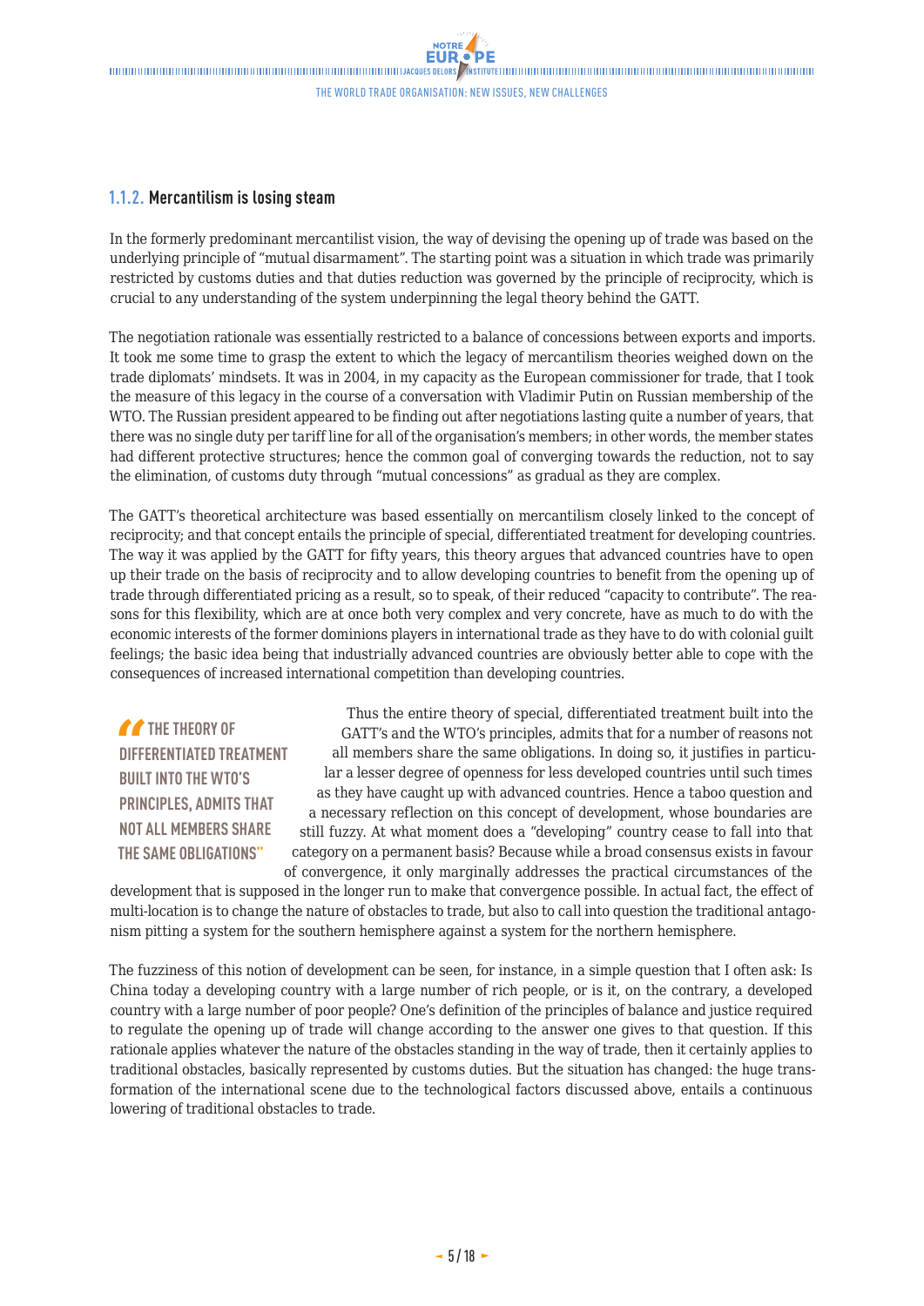### 1.1.2. Mercantilism is losing steam

In the formerly predominant mercantilist vision, the way of devising the opening up of trade was based on the underlying principle of "mutual disarmament". The starting point was a situation in which trade was primarily restricted by customs duties and that duties reduction was governed by the principle of reciprocity, which is crucial to any understanding of the system underpinning the legal theory behind the GATT.

The negotiation rationale was essentially restricted to a balance of concessions between exports and imports. It took me some time to grasp the extent to which the legacy of mercantilism theories weighed down on the trade diplomats' mindsets. It was in 2004, in my capacity as the European commissioner for trade, that I took the measure of this legacy in the course of a conversation with Vladimir Putin on Russian membership of the WTO. The Russian president appeared to be finding out after negotiations lasting quite a number of years, that there was no single duty per tariff line for all of the organisation's members; in other words, the member states had different protective structures; hence the common goal of converging towards the reduction, not to say the elimination, of customs duty through "mutual concessions" as gradual as they are complex.

The GATT's theoretical architecture was based essentially on mercantilism closely linked to the concept of reciprocity; and that concept entails the principle of special, differentiated treatment for developing countries. The way it was applied by the GATT for fifty years, this theory argues that advanced countries have to open up their trade on the basis of reciprocity and to allow developing countries to benefit from the opening up of trade through differentiated pricing as a result, so to speak, of their reduced "capacity to contribute". The reasons for this flexibility, which are at once both very complex and very concrete, have as much to do with the economic interests of the former dominions players in international trade as they have to do with colonial guilt feelings; the basic idea being that industrially advanced countries are obviously better able to cope with the consequences of increased international competition than developing countries.

> "THE THEORY OF DIFFERENTIATED TREATMENT BUILT INTO THE WTO'S PRINCIPLES, ADMITS THAT NOT ALL MEMBERS SHARE THE SAME OBLIGATIONS"

Thus the entire theory of special, differentiated treatment built into the GATT's and the WTO's principles, admits that for a number of reasons not all members share the same obligations. In doing so, it justifies in particular a lesser degree of openness for less developed countries until such times as they have caught up with advanced countries. Hence a taboo question and a necessary reflection on this concept of development, whose boundaries are still fuzzy. At what moment does a "developing" country cease to fall into that category on a permanent basis? Because while a broad consensus exists in favour of convergence, it only marginally addresses the practical circumstances of the development that is supposed in the longer run to make that convergence possible. In actual fact, the effect of multi-location is to change the nature of obstacles to trade, but also to call into question the traditional antagonism pitting a system for the southern hemisphere against a system for the northern hemisphere.

The fuzziness of this notion of development can be seen, for instance, in a simple question that I often ask: Is China today a developing country with a large number of rich people, or is it, on the contrary, a developed country with a large number of poor people? One's definition of the principles of balance and justice required to regulate the opening up of trade will change according to the answer one gives to that question. If this rationale applies whatever the nature of the obstacles standing in the way of trade, then it certainly applies to traditional obstacles, basically represented by customs duties. But the situation has changed: the huge transformation of the international scene due to the technological factors discussed above, entails a continuous lowering of traditional obstacles to trade.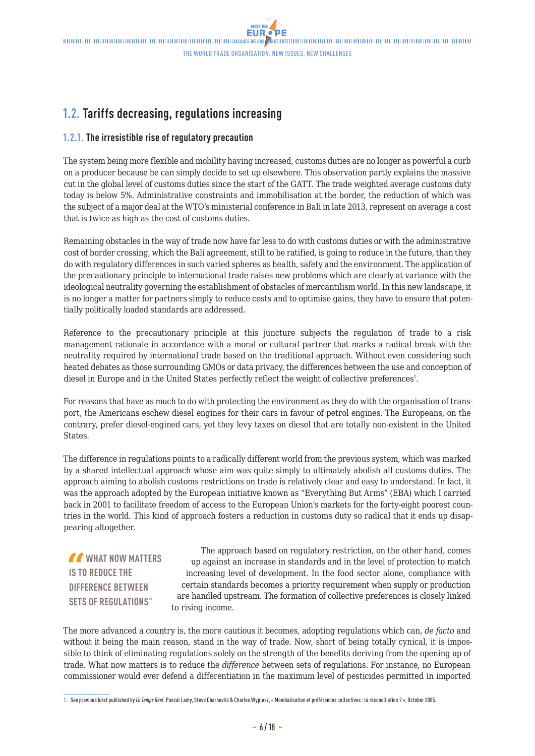## 1.2. Tariffs decreasing, regulations increasing

### 1.2.1. The irresistible rise of regulatory precaution

The system being more flexible and mobility having increased, customs duties are no longer as powerful a curb on a producer because he can simply decide to set up elsewhere. This observation partly explains the massive cut in the global level of customs duties since the start of the GATT. The trade weighted average customs duty today is below 5%. Administrative constraints and immobilisation at the border, the reduction of which was the subject of a major deal at the WTO's ministerial conference in Bali in late 2013, represent on average a cost that is twice as high as the cost of customs duties.

Remaining obstacles in the way of trade now have far less to do with customs duties or with the administrative cost of border crossing, which the Bali agreement, still to be ratified, is going to reduce in the future, than they do with regulatory differences in such varied spheres as health, safety and the environment. The application of the precautionary principle to international trade raises new problems which are clearly at variance with the ideological neutrality governing the establishment of obstacles of mercantilism world. In this new landscape, it is no longer a matter for partners simply to reduce costs and to optimise gains, they have to ensure that potentially politically loaded standards are addressed.

Reference to the precautionary principle at this juncture subjects the regulation of trade to a risk management rationale in accordance with a moral or cultural partner that marks a radical break with the neutrality required by international trade based on the traditional approach. Without even considering such heated debates as those surrounding GMOs or data privacy, the differences between the use and conception of diesel in Europe and in the United States perfectly reflect the weight of collective preferences[1].

For reasons that have as much to do with protecting the environment as they do with the organisation of transport, the Americans eschew diesel engines for their cars in favour of petrol engines. The Europeans, on the contrary, prefer diesel-engined cars, yet they levy taxes on diesel that are totally non-existent in the United States.

The difference in regulations points to a radically different world from the previous system, which was marked by a shared intellectual approach whose aim was quite simply to ultimately abolish all customs duties. The approach aiming to abolish customs restrictions on trade is relatively clear and easy to understand. In fact, it was the approach adopted by the European initiative known as "Everything But Arms" (EBA) which I carried back in 2001 to facilitate freedom of access to the European Union's markets for the forty-eight poorest countries in the world. This kind of approach fosters a reduction in customs duty so radical that it ends up disappearing altogether.

> "WHAT NOW MATTERS IS TO REDUCE THE DIFFERENCE BETWEEN SETS OF REGULATIONS"

The approach based on regulatory restriction, on the other hand, comes up against an increase in standards and in the level of protection to match increasing level of development. In the food sector alone, compliance with certain standards becomes a priority requirement when supply or production are handled upstream. The formation of collective preferences is closely linked to rising income.

The more advanced a country is, the more cautious it becomes, adopting regulations which can, *de facto* and without it being the main reason, stand in the way of trade. Now, short of being totally cynical, it is impossible to think of eliminating regulations solely on the strength of the benefits deriving from the opening up of trade. What now matters is to reduce the *difference* between sets of regulations. For instance, no European commissioner would ever defend a differentiation in the maximum level of pesticides permitted in imported

1. See previous brief published by *En Temps Réel*: Pascal Lamy, Steve Charnovitz & Charles Wyplosz, « Mondialisation et préférences collectives : la réconciliation ? », October 2005.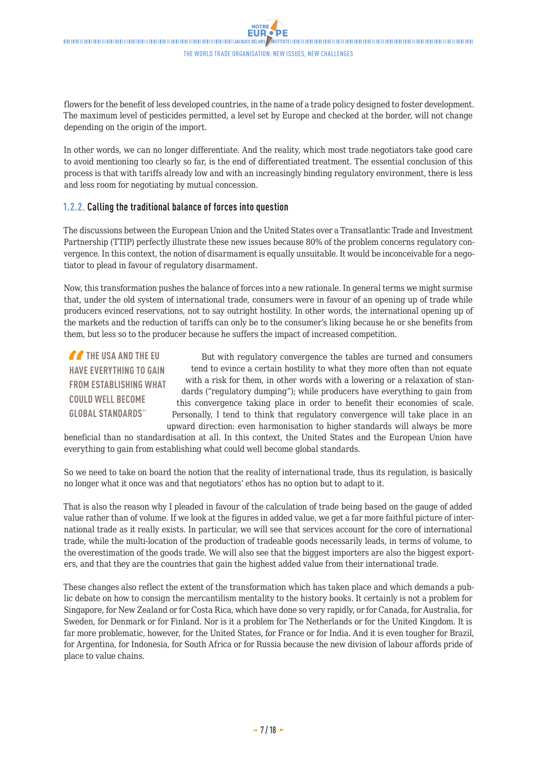flowers for the benefit of less developed countries, in the name of a trade policy designed to foster development. The maximum level of pesticides permitted, a level set by Europe and checked at the border, will not change depending on the origin of the import.

In other words, we can no longer differentiate. And the reality, which most trade negotiators take good care to avoid mentioning too clearly so far, is the end of differentiated treatment. The essential conclusion of this process is that with tariffs already low and with an increasingly binding regulatory environment, there is less and less room for negotiating by mutual concession.

### 1.2.2. Calling the traditional balance of forces into question

The discussions between the European Union and the United States over a Transatlantic Trade and Investment Partnership (TTIP) perfectly illustrate these new issues because 80% of the problem concerns regulatory convergence. In this context, the notion of disarmament is equally unsuitable. It would be inconceivable for a negotiator to plead in favour of regulatory disarmament.

Now, this transformation pushes the balance of forces into a new rationale. In general terms we might surmise that, under the old system of international trade, consumers were in favour of an opening up of trade while producers evinced reservations, not to say outright hostility. In other words, the international opening up of the markets and the reduction of tariffs can only be to the consumer's liking because he or she benefits from them, but less so to the producer because he suffers the impact of increased competition.

> "THE USA AND THE EU HAVE EVERYTHING TO GAIN FROM ESTABLISHING WHAT COULD WELL BECOME GLOBAL STANDARDS"

But with regulatory convergence the tables are turned and consumers tend to evince a certain hostility to what they more often than not equate with a risk for them, in other words with a lowering or a relaxation of standards ("regulatory dumping"); while producers have everything to gain from this convergence taking place in order to benefit their economies of scale. Personally, I tend to think that regulatory convergence will take place in an upward direction: even harmonisation to higher standards will always be more beneficial than no standardisation at all. In this context, the United States and the European Union have everything to gain from establishing what could well become global standards.

So we need to take on board the notion that the reality of international trade, thus its regulation, is basically no longer what it once was and that negotiators' ethos has no option but to adapt to it.

That is also the reason why I pleaded in favour of the calculation of trade being based on the gauge of added value rather than of volume. If we look at the figures in added value, we get a far more faithful picture of international trade as it really exists. In particular, we will see that services account for the core of international trade, while the multi-location of the production of tradeable goods necessarily leads, in terms of volume, to the overestimation of the goods trade. We will also see that the biggest importers are also the biggest exporters, and that they are the countries that gain the highest added value from their international trade.

These changes also reflect the extent of the transformation which has taken place and which demands a public debate on how to consign the mercantilism mentality to the history books. It certainly is not a problem for Singapore, for New Zealand or for Costa Rica, which have done so very rapidly, or for Canada, for Australia, for Sweden, for Denmark or for Finland. Nor is it a problem for The Netherlands or for the United Kingdom. It is far more problematic, however, for the United States, for France or for India. And it is even tougher for Brazil, for Argentina, for Indonesia, for South Africa or for Russia because the new division of labour affords pride of place to value chains.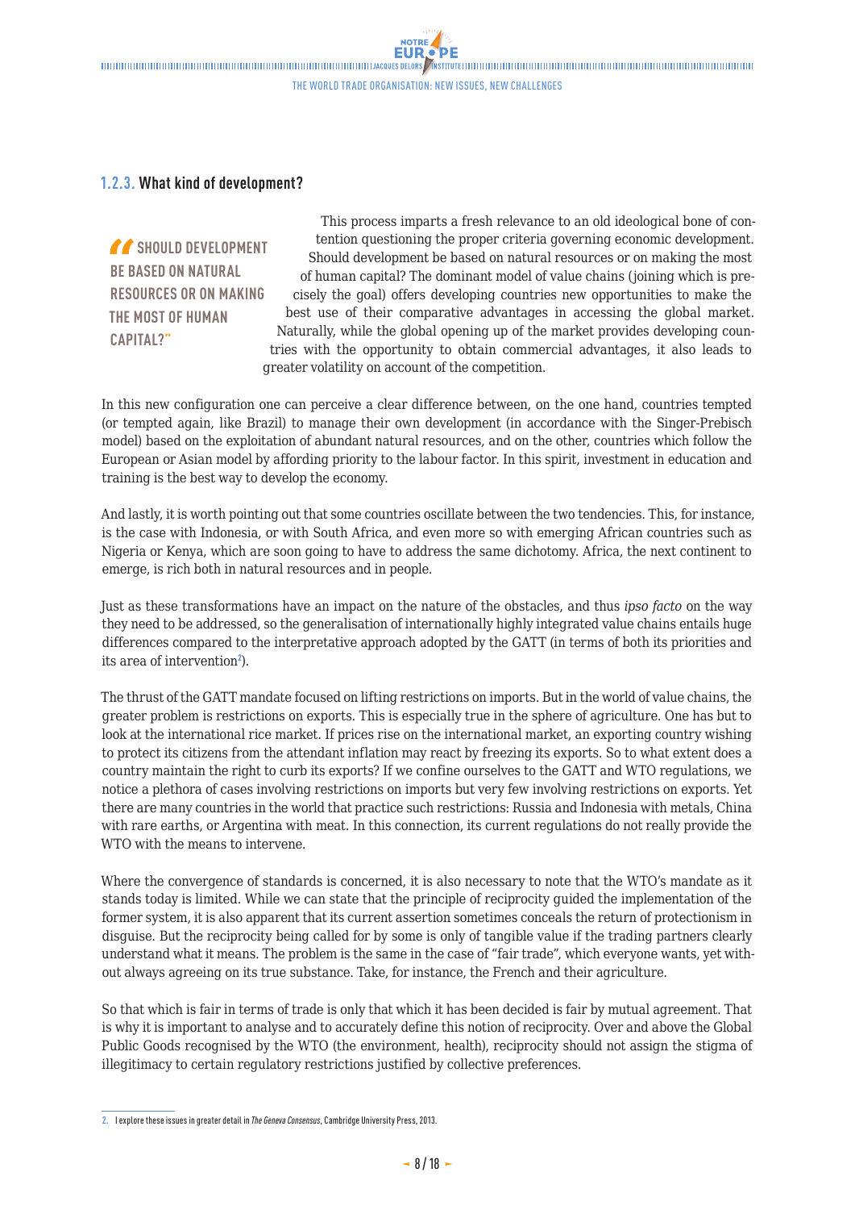### 1.2.3. What kind of development?

> "SHOULD DEVELOPMENT BE BASED ON NATURAL RESOURCES OR ON MAKING THE MOST OF HUMAN CAPITAL?"

This process imparts a fresh relevance to an old ideological bone of contention questioning the proper criteria governing economic development. Should development be based on natural resources or on making the most of human capital? The dominant model of value chains (joining which is precisely the goal) offers developing countries new opportunities to make the best use of their comparative advantages in accessing the global market. Naturally, while the global opening up of the market provides developing countries with the opportunity to obtain commercial advantages, it also leads to greater volatility on account of the competition.

In this new configuration one can perceive a clear difference between, on the one hand, countries tempted (or tempted again, like Brazil) to manage their own development (in accordance with the Singer-Prebisch model) based on the exploitation of abundant natural resources, and on the other, countries which follow the European or Asian model by affording priority to the labour factor. In this spirit, investment in education and training is the best way to develop the economy.

And lastly, it is worth pointing out that some countries oscillate between the two tendencies. This, for instance, is the case with Indonesia, or with South Africa, and even more so with emerging African countries such as Nigeria or Kenya, which are soon going to have to address the same dichotomy. Africa, the next continent to emerge, is rich both in natural resources and in people.

Just as these transformations have an impact on the nature of the obstacles, and thus *ipso facto* on the way they need to be addressed, so the generalisation of internationally highly integrated value chains entails huge differences compared to the interpretative approach adopted by the GATT (in terms of both its priorities and its area of intervention[2]).

The thrust of the GATT mandate focused on lifting restrictions on imports. But in the world of value chains, the greater problem is restrictions on exports. This is especially true in the sphere of agriculture. One has but to look at the international rice market. If prices rise on the international market, an exporting country wishing to protect its citizens from the attendant inflation may react by freezing its exports. So to what extent does a country maintain the right to curb its exports? If we confine ourselves to the GATT and WTO regulations, we notice a plethora of cases involving restrictions on imports but very few involving restrictions on exports. Yet there are many countries in the world that practice such restrictions: Russia and Indonesia with metals, China with rare earths, or Argentina with meat. In this connection, its current regulations do not really provide the WTO with the means to intervene.

Where the convergence of standards is concerned, it is also necessary to note that the WTO's mandate as it stands today is limited. While we can state that the principle of reciprocity guided the implementation of the former system, it is also apparent that its current assertion sometimes conceals the return of protectionism in disguise. But the reciprocity being called for by some is only of tangible value if the trading partners clearly understand what it means. The problem is the same in the case of "fair trade", which everyone wants, yet without always agreeing on its true substance. Take, for instance, the French and their agriculture.

So that which is fair in terms of trade is only that which it has been decided is fair by mutual agreement. That is why it is important to analyse and to accurately define this notion of reciprocity. Over and above the Global Public Goods recognised by the WTO (the environment, health), reciprocity should not assign the stigma of illegitimacy to certain regulatory restrictions justified by collective preferences.

---

2. I explore these issues in greater detail in *The Geneva Consensus*, Cambridge University Press, 2013.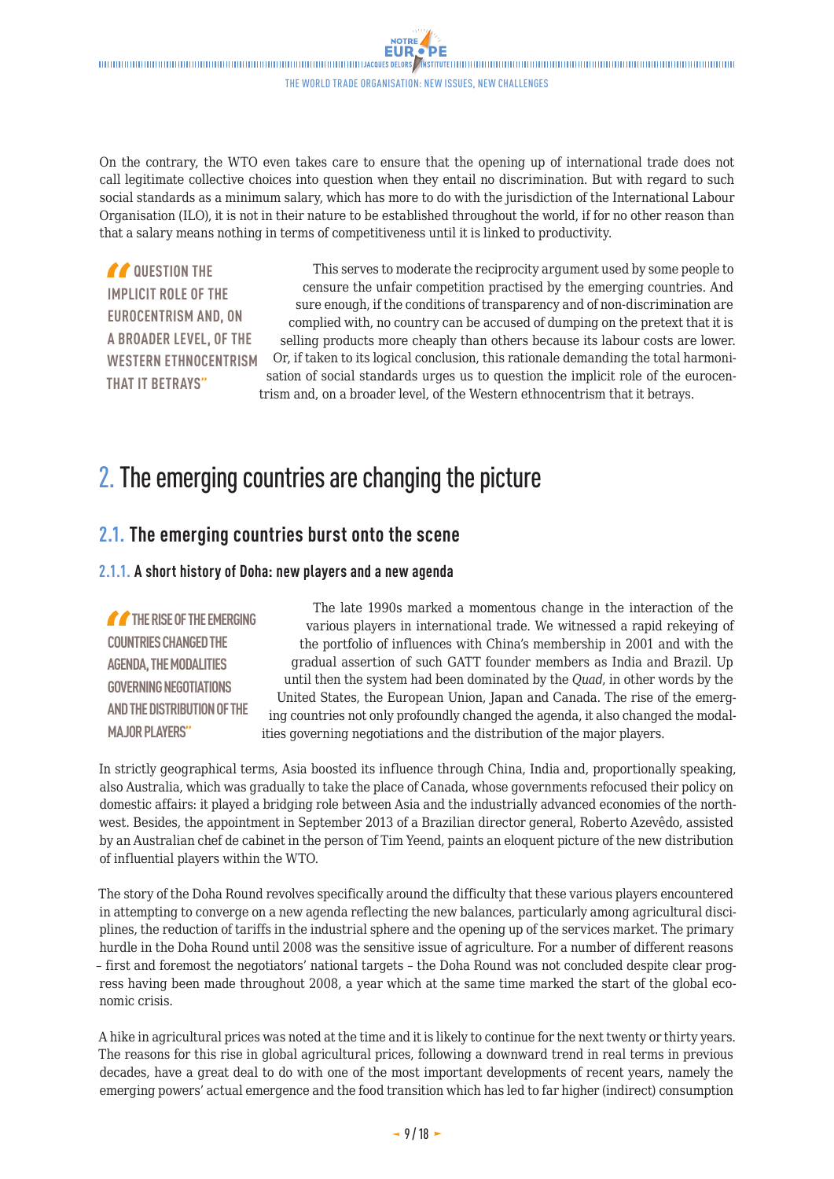On the contrary, the WTO even takes care to ensure that the opening up of international trade does not call legitimate collective choices into question when they entail no discrimination. But with regard to such social standards as a minimum salary, which has more to do with the jurisdiction of the International Labour Organisation (ILO), it is not in their nature to be established throughout the world, if for no other reason than that a salary means nothing in terms of competitiveness until it is linked to productivity.

> "QUESTION THE IMPLICIT ROLE OF THE EUROCENTRISM AND, ON A BROADER LEVEL, OF THE WESTERN ETHNOCENTRISM THAT IT BETRAYS"

This serves to moderate the reciprocity argument used by some people to censure the unfair competition practised by the emerging countries. And sure enough, if the conditions of transparency and of non-discrimination are complied with, no country can be accused of dumping on the pretext that it is selling products more cheaply than others because its labour costs are lower. Or, if taken to its logical conclusion, this rationale demanding the total harmonisation of social standards urges us to question the implicit role of the eurocentrism and, on a broader level, of the Western ethnocentrism that it betrays.

# 2. The emerging countries are changing the picture

## 2.1. The emerging countries burst onto the scene

### 2.1.1. A short history of Doha: new players and a new agenda

> "THE RISE OF THE EMERGING COUNTRIES CHANGED THE AGENDA, THE MODALITIES GOVERNING NEGOTIATIONS AND THE DISTRIBUTION OF THE MAJOR PLAYERS"

The late 1990s marked a momentous change in the interaction of the various players in international trade. We witnessed a rapid rekeying of the portfolio of influences with China's membership in 2001 and with the gradual assertion of such GATT founder members as India and Brazil. Up until then the system had been dominated by the *Quad*, in other words by the United States, the European Union, Japan and Canada. The rise of the emerging countries not only profoundly changed the agenda, it also changed the modalities governing negotiations and the distribution of the major players.

In strictly geographical terms, Asia boosted its influence through China, India and, proportionally speaking, also Australia, which was gradually to take the place of Canada, whose governments refocused their policy on domestic affairs: it played a bridging role between Asia and the industrially advanced economies of the northwest. Besides, the appointment in September 2013 of a Brazilian director general, Roberto Azevêdo, assisted by an Australian chef de cabinet in the person of Tim Yeend, paints an eloquent picture of the new distribution of influential players within the WTO.

The story of the Doha Round revolves specifically around the difficulty that these various players encountered in attempting to converge on a new agenda reflecting the new balances, particularly among agricultural disciplines, the reduction of tariffs in the industrial sphere and the opening up of the services market. The primary hurdle in the Doha Round until 2008 was the sensitive issue of agriculture. For a number of different reasons – first and foremost the negotiators' national targets – the Doha Round was not concluded despite clear progress having been made throughout 2008, a year which at the same time marked the start of the global economic crisis.

A hike in agricultural prices was noted at the time and it is likely to continue for the next twenty or thirty years. The reasons for this rise in global agricultural prices, following a downward trend in real terms in previous decades, have a great deal to do with one of the most important developments of recent years, namely the emerging powers' actual emergence and the food transition which has led to far higher (indirect) consumption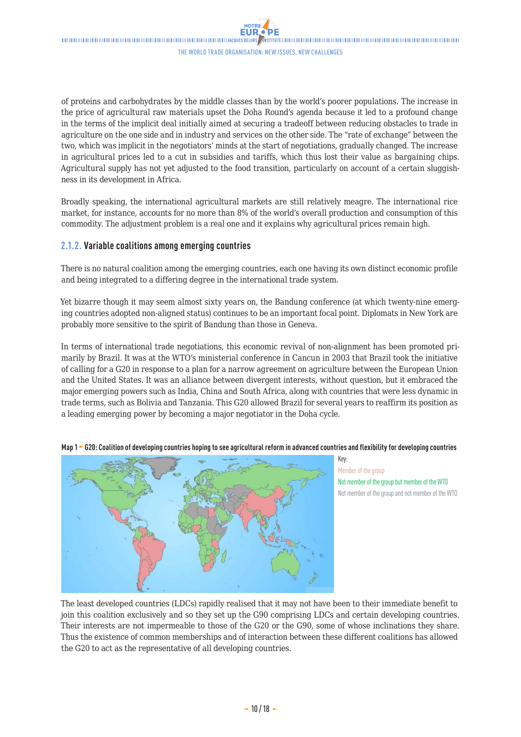of proteins and carbohydrates by the middle classes than by the world's poorer populations. The increase in the price of agricultural raw materials upset the Doha Round's agenda because it led to a profound change in the terms of the implicit deal initially aimed at securing a tradeoff between reducing obstacles to trade in agriculture on the one side and in industry and services on the other side. The "rate of exchange" between the two, which was implicit in the negotiators' minds at the start of negotiations, gradually changed. The increase in agricultural prices led to a cut in subsidies and tariffs, which thus lost their value as bargaining chips. Agricultural supply has not yet adjusted to the food transition, particularly on account of a certain sluggishness in its development in Africa.

Broadly speaking, the international agricultural markets are still relatively meagre. The international rice market, for instance, accounts for no more than 8% of the world's overall production and consumption of this commodity. The adjustment problem is a real one and it explains why agricultural prices remain high.

### 2.1.2. Variable coalitions among emerging countries

There is no natural coalition among the emerging countries, each one having its own distinct economic profile and being integrated to a differing degree in the international trade system.

Yet bizarre though it may seem almost sixty years on, the Bandung conference (at which twenty-nine emerging countries adopted non-aligned status) continues to be an important focal point. Diplomats in New York are probably more sensitive to the spirit of Bandung than those in Geneva.

In terms of international trade negotiations, this economic revival of non-alignment has been promoted primarily by Brazil. It was at the WTO's ministerial conference in Cancun in 2003 that Brazil took the initiative of calling for a G20 in response to a plan for a narrow agreement on agriculture between the European Union and the United States. It was an alliance between divergent interests, without question, but it embraced the major emerging powers such as India, China and South Africa, along with countries that were less dynamic in trade terms, such as Bolivia and Tanzania. This G20 allowed Brazil for several years to reaffirm its position as a leading emerging power by becoming a major negotiator in the Doha cycle.

**Map 1 ► G20: Coalition of developing countries hoping to see agricultural reform in advanced countries and flexibility for developing countries**

Key:
Member of the group
Not member of the group but member of the WTO
Not member of the group and not member of the WTO

The least developed countries (LDCs) rapidly realised that it may not have been to their immediate benefit to join this coalition exclusively and so they set up the G90 comprising LDCs and certain developing countries. Their interests are not impermeable to those of the G20 or the G90, some of whose inclinations they share. Thus the existence of common memberships and of interaction between these different coalitions has allowed the G20 to act as the representative of all developing countries.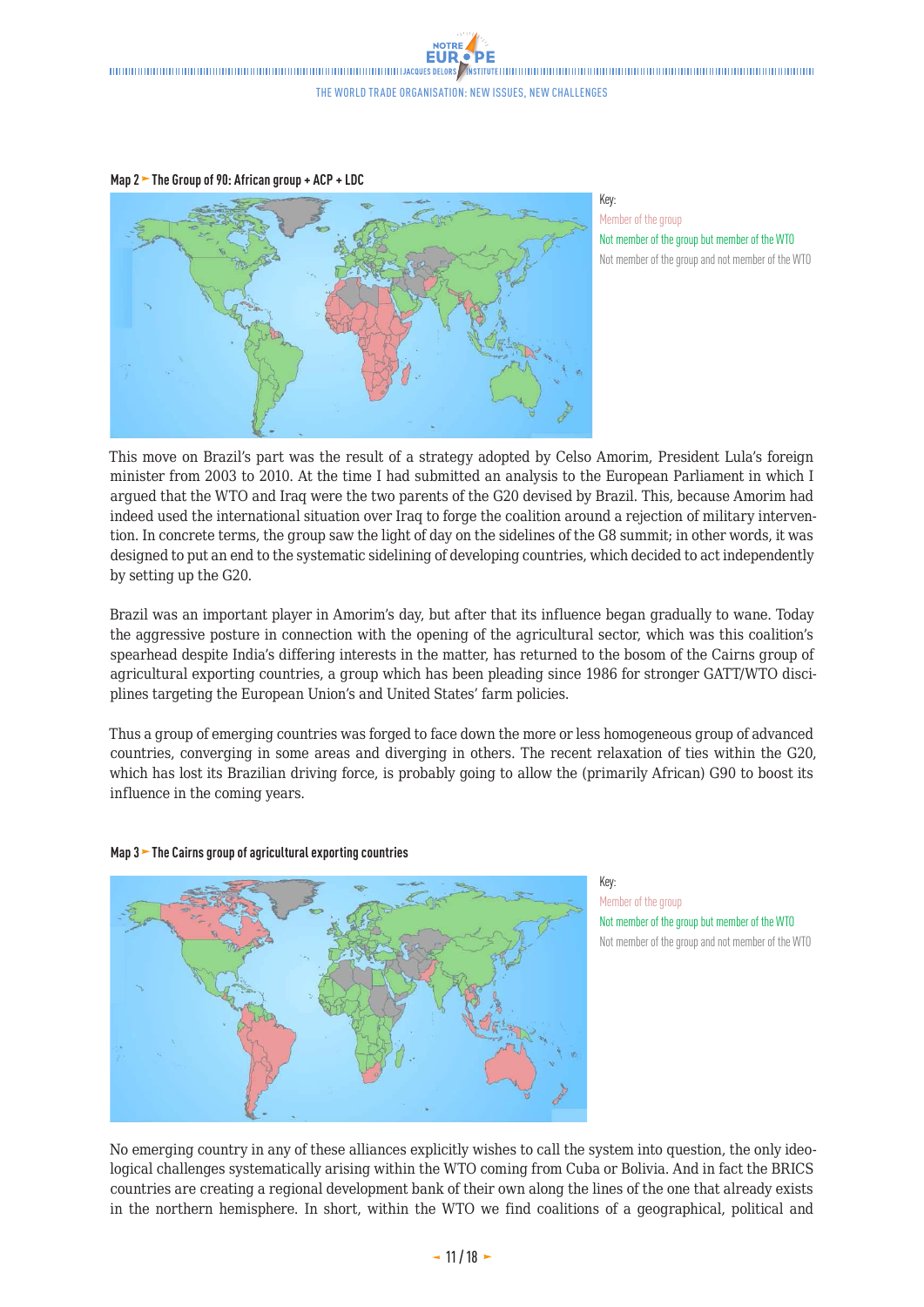**Map 2 ► The Group of 90: African group + ACP + LDC**

Key:
Member of the group
Not member of the group but member of the WTO
Not member of the group and not member of the WTO

This move on Brazil's part was the result of a strategy adopted by Celso Amorim, President Lula's foreign minister from 2003 to 2010. At the time I had submitted an analysis to the European Parliament in which I argued that the WTO and Iraq were the two parents of the G20 devised by Brazil. This, because Amorim had indeed used the international situation over Iraq to forge the coalition around a rejection of military intervention. In concrete terms, the group saw the light of day on the sidelines of the G8 summit; in other words, it was designed to put an end to the systematic sidelining of developing countries, which decided to act independently by setting up the G20.

Brazil was an important player in Amorim's day, but after that its influence began gradually to wane. Today the aggressive posture in connection with the opening of the agricultural sector, which was this coalition's spearhead despite India's differing interests in the matter, has returned to the bosom of the Cairns group of agricultural exporting countries, a group which has been pleading since 1986 for stronger GATT/WTO disciplines targeting the European Union's and United States' farm policies.

Thus a group of emerging countries was forged to face down the more or less homogeneous group of advanced countries, converging in some areas and diverging in others. The recent relaxation of ties within the G20, which has lost its Brazilian driving force, is probably going to allow the (primarily African) G90 to boost its influence in the coming years.

**Map 3 ► The Cairns group of agricultural exporting countries**

Key:
Member of the group
Not member of the group but member of the WTO
Not member of the group and not member of the WTO

No emerging country in any of these alliances explicitly wishes to call the system into question, the only ideological challenges systematically arising within the WTO coming from Cuba or Bolivia. And in fact the BRICS countries are creating a regional development bank of their own along the lines of the one that already exists in the northern hemisphere. In short, within the WTO we find coalitions of a geographical, political and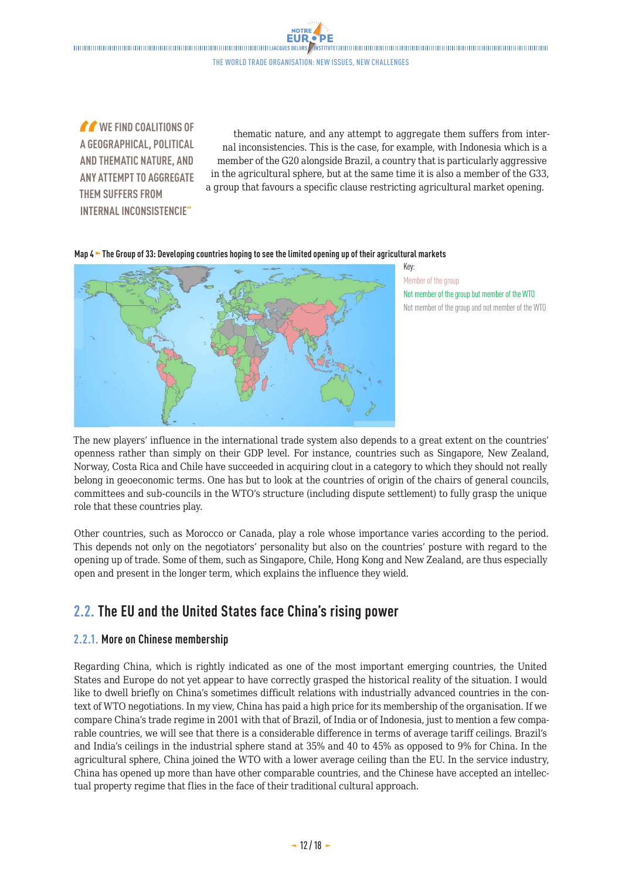> "WE FIND COALITIONS OF A GEOGRAPHICAL, POLITICAL AND THEMATIC NATURE, AND ANY ATTEMPT TO AGGREGATE THEM SUFFERS FROM INTERNAL INCONSISTENCIE"

thematic nature, and any attempt to aggregate them suffers from internal inconsistencies. This is the case, for example, with Indonesia which is a member of the G20 alongside Brazil, a country that is particularly aggressive in the agricultural sphere, but at the same time it is also a member of the G33, a group that favours a specific clause restricting agricultural market opening.

**Map 4 ► The Group of 33: Developing countries hoping to see the limited opening up of their agricultural markets**

Key:
- Member of the group
- Not member of the group but member of the WTO
- Not member of the group and not member of the WTO

The new players' influence in the international trade system also depends to a great extent on the countries' openness rather than simply on their GDP level. For instance, countries such as Singapore, New Zealand, Norway, Costa Rica and Chile have succeeded in acquiring clout in a category to which they should not really belong in geoeconomic terms. One has but to look at the countries of origin of the chairs of general councils, committees and sub-councils in the WTO's structure (including dispute settlement) to fully grasp the unique role that these countries play.

Other countries, such as Morocco or Canada, play a role whose importance varies according to the period. This depends not only on the negotiators' personality but also on the countries' posture with regard to the opening up of trade. Some of them, such as Singapore, Chile, Hong Kong and New Zealand, are thus especially open and present in the longer term, which explains the influence they wield.

## 2.2. The EU and the United States face China's rising power

### 2.2.1. More on Chinese membership

Regarding China, which is rightly indicated as one of the most important emerging countries, the United States and Europe do not yet appear to have correctly grasped the historical reality of the situation. I would like to dwell briefly on China's sometimes difficult relations with industrially advanced countries in the context of WTO negotiations. In my view, China has paid a high price for its membership of the organisation. If we compare China's trade regime in 2001 with that of Brazil, of India or of Indonesia, just to mention a few comparable countries, we will see that there is a considerable difference in terms of average tariff ceilings. Brazil's and India's ceilings in the industrial sphere stand at 35% and 40 to 45% as opposed to 9% for China. In the agricultural sphere, China joined the WTO with a lower average ceiling than the EU. In the service industry, China has opened up more than have other comparable countries, and the Chinese have accepted an intellectual property regime that flies in the face of their traditional cultural approach.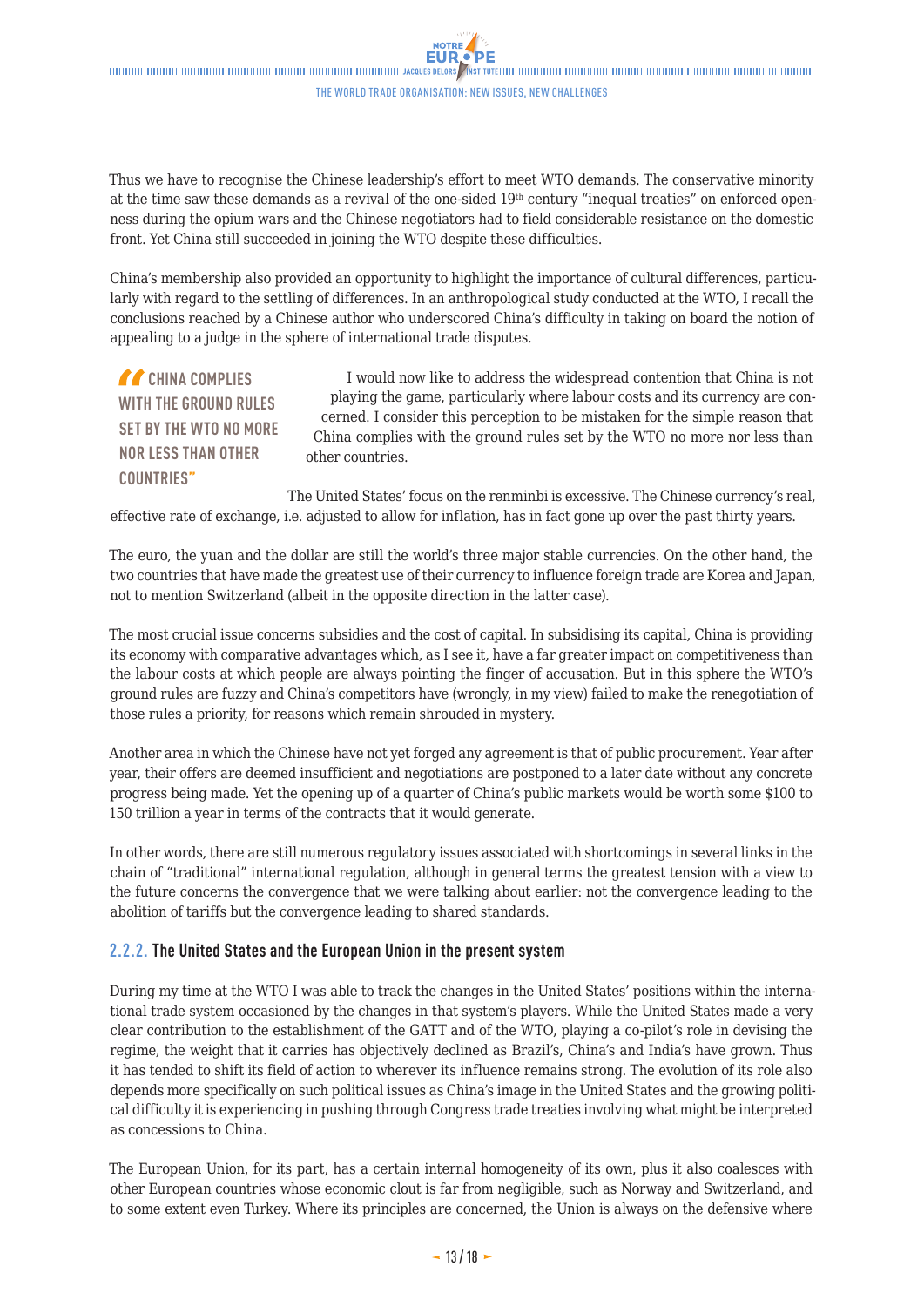Thus we have to recognise the Chinese leadership's effort to meet WTO demands. The conservative minority at the time saw these demands as a revival of the one-sided 19th century "inequal treaties" on enforced openness during the opium wars and the Chinese negotiators had to field considerable resistance on the domestic front. Yet China still succeeded in joining the WTO despite these difficulties.

China's membership also provided an opportunity to highlight the importance of cultural differences, particularly with regard to the settling of differences. In an anthropological study conducted at the WTO, I recall the conclusions reached by a Chinese author who underscored China's difficulty in taking on board the notion of appealing to a judge in the sphere of international trade disputes.

> "CHINA COMPLIES WITH THE GROUND RULES SET BY THE WTO NO MORE NOR LESS THAN OTHER COUNTRIES"

I would now like to address the widespread contention that China is not playing the game, particularly where labour costs and its currency are concerned. I consider this perception to be mistaken for the simple reason that China complies with the ground rules set by the WTO no more nor less than other countries.

The United States' focus on the renminbi is excessive. The Chinese currency's real, effective rate of exchange, i.e. adjusted to allow for inflation, has in fact gone up over the past thirty years.

The euro, the yuan and the dollar are still the world's three major stable currencies. On the other hand, the two countries that have made the greatest use of their currency to influence foreign trade are Korea and Japan, not to mention Switzerland (albeit in the opposite direction in the latter case).

The most crucial issue concerns subsidies and the cost of capital. In subsidising its capital, China is providing its economy with comparative advantages which, as I see it, have a far greater impact on competitiveness than the labour costs at which people are always pointing the finger of accusation. But in this sphere the WTO's ground rules are fuzzy and China's competitors have (wrongly, in my view) failed to make the renegotiation of those rules a priority, for reasons which remain shrouded in mystery.

Another area in which the Chinese have not yet forged any agreement is that of public procurement. Year after year, their offers are deemed insufficient and negotiations are postponed to a later date without any concrete progress being made. Yet the opening up of a quarter of China's public markets would be worth some $100 to 150 trillion a year in terms of the contracts that it would generate.

In other words, there are still numerous regulatory issues associated with shortcomings in several links in the chain of "traditional" international regulation, although in general terms the greatest tension with a view to the future concerns the convergence that we were talking about earlier: not the convergence leading to the abolition of tariffs but the convergence leading to shared standards.

### 2.2.2. The United States and the European Union in the present system

During my time at the WTO I was able to track the changes in the United States' positions within the international trade system occasioned by the changes in that system's players. While the United States made a very clear contribution to the establishment of the GATT and of the WTO, playing a co-pilot's role in devising the regime, the weight that it carries has objectively declined as Brazil's, China's and India's have grown. Thus it has tended to shift its field of action to wherever its influence remains strong. The evolution of its role also depends more specifically on such political issues as China's image in the United States and the growing political difficulty it is experiencing in pushing through Congress trade treaties involving what might be interpreted as concessions to China.

The European Union, for its part, has a certain internal homogeneity of its own, plus it also coalesces with other European countries whose economic clout is far from negligible, such as Norway and Switzerland, and to some extent even Turkey. Where its principles are concerned, the Union is always on the defensive where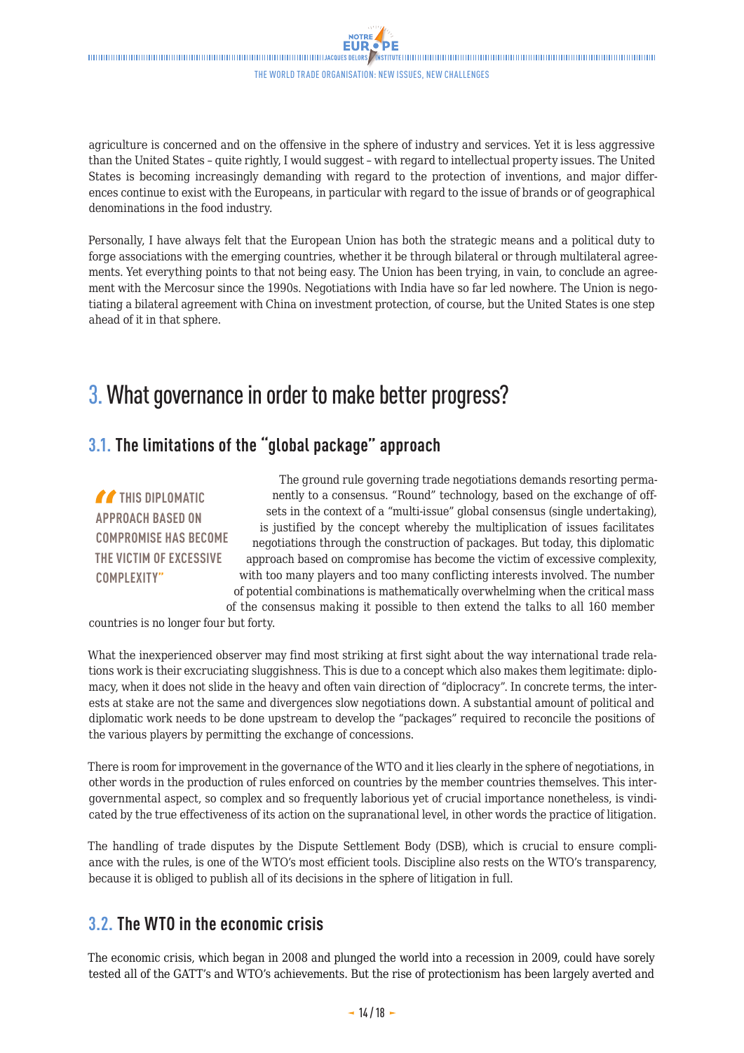agriculture is concerned and on the offensive in the sphere of industry and services. Yet it is less aggressive than the United States – quite rightly, I would suggest – with regard to intellectual property issues. The United States is becoming increasingly demanding with regard to the protection of inventions, and major differences continue to exist with the Europeans, in particular with regard to the issue of brands or of geographical denominations in the food industry.

Personally, I have always felt that the European Union has both the strategic means and a political duty to forge associations with the emerging countries, whether it be through bilateral or through multilateral agreements. Yet everything points to that not being easy. The Union has been trying, in vain, to conclude an agreement with the Mercosur since the 1990s. Negotiations with India have so far led nowhere. The Union is negotiating a bilateral agreement with China on investment protection, of course, but the United States is one step ahead of it in that sphere.

# 3. What governance in order to make better progress?

## 3.1. The limitations of the "global package" approach

> "THIS DIPLOMATIC APPROACH BASED ON COMPROMISE HAS BECOME THE VICTIM OF EXCESSIVE COMPLEXITY"

The ground rule governing trade negotiations demands resorting permanently to a consensus. "Round" technology, based on the exchange of offsets in the context of a "multi-issue" global consensus (single undertaking), is justified by the concept whereby the multiplication of issues facilitates negotiations through the construction of packages. But today, this diplomatic approach based on compromise has become the victim of excessive complexity, with too many players and too many conflicting interests involved. The number of potential combinations is mathematically overwhelming when the critical mass of the consensus making it possible to then extend the talks to all 160 member countries is no longer four but forty.

What the inexperienced observer may find most striking at first sight about the way international trade relations work is their excruciating sluggishness. This is due to a concept which also makes them legitimate: diplomacy, when it does not slide in the heavy and often vain direction of "diplocracy". In concrete terms, the interests at stake are not the same and divergences slow negotiations down. A substantial amount of political and diplomatic work needs to be done upstream to develop the "packages" required to reconcile the positions of the various players by permitting the exchange of concessions.

There is room for improvement in the governance of the WTO and it lies clearly in the sphere of negotiations, in other words in the production of rules enforced on countries by the member countries themselves. This intergovernmental aspect, so complex and so frequently laborious yet of crucial importance nonetheless, is vindicated by the true effectiveness of its action on the supranational level, in other words the practice of litigation.

The handling of trade disputes by the Dispute Settlement Body (DSB), which is crucial to ensure compliance with the rules, is one of the WTO's most efficient tools. Discipline also rests on the WTO's transparency, because it is obliged to publish all of its decisions in the sphere of litigation in full.

## 3.2. The WTO in the economic crisis

The economic crisis, which began in 2008 and plunged the world into a recession in 2009, could have sorely tested all of the GATT's and WTO's achievements. But the rise of protectionism has been largely averted and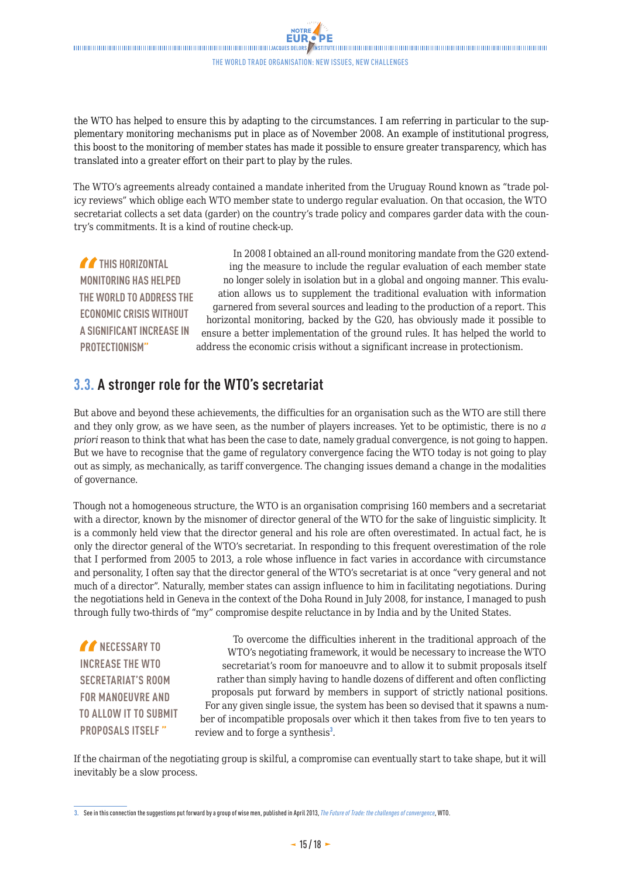the WTO has helped to ensure this by adapting to the circumstances. I am referring in particular to the supplementary monitoring mechanisms put in place as of November 2008. An example of institutional progress, this boost to the monitoring of member states has made it possible to ensure greater transparency, which has translated into a greater effort on their part to play by the rules.

The WTO's agreements already contained a mandate inherited from the Uruguay Round known as "trade policy reviews" which oblige each WTO member state to undergo regular evaluation. On that occasion, the WTO secretariat collects a set data (garder) on the country's trade policy and compares garder data with the country's commitments. It is a kind of routine check-up.

> "THIS HORIZONTAL MONITORING HAS HELPED THE WORLD TO ADDRESS THE ECONOMIC CRISIS WITHOUT A SIGNIFICANT INCREASE IN PROTECTIONISM"

In 2008 I obtained an all-round monitoring mandate from the G20 extending the measure to include the regular evaluation of each member state no longer solely in isolation but in a global and ongoing manner. This evaluation allows us to supplement the traditional evaluation with information garnered from several sources and leading to the production of a report. This horizontal monitoring, backed by the G20, has obviously made it possible to ensure a better implementation of the ground rules. It has helped the world to address the economic crisis without a significant increase in protectionism.

## 3.3. A stronger role for the WTO's secretariat

But above and beyond these achievements, the difficulties for an organisation such as the WTO are still there and they only grow, as we have seen, as the number of players increases. Yet to be optimistic, there is no *a priori* reason to think that what has been the case to date, namely gradual convergence, is not going to happen. But we have to recognise that the game of regulatory convergence facing the WTO today is not going to play out as simply, as mechanically, as tariff convergence. The changing issues demand a change in the modalities of governance.

Though not a homogeneous structure, the WTO is an organisation comprising 160 members and a secretariat with a director, known by the misnomer of director general of the WTO for the sake of linguistic simplicity. It is a commonly held view that the director general and his role are often overestimated. In actual fact, he is only the director general of the WTO's secretariat. In responding to this frequent overestimation of the role that I performed from 2005 to 2013, a role whose influence in fact varies in accordance with circumstance and personality, I often say that the director general of the WTO's secretariat is at once "very general and not much of a director". Naturally, member states can assign influence to him in facilitating negotiations. During the negotiations held in Geneva in the context of the Doha Round in July 2008, for instance, I managed to push through fully two-thirds of "my" compromise despite reluctance in by India and by the United States.

> "NECESSARY TO INCREASE THE WTO SECRETARIAT'S ROOM FOR MANOEUVRE AND TO ALLOW IT TO SUBMIT PROPOSALS ITSELF"

To overcome the difficulties inherent in the traditional approach of the WTO's negotiating framework, it would be necessary to increase the WTO secretariat's room for manoeuvre and to allow it to submit proposals itself rather than simply having to handle dozens of different and often conflicting proposals put forward by members in support of strictly national positions. For any given single issue, the system has been so devised that it spawns a number of incompatible proposals over which it then takes from five to ten years to review and to forge a synthesis[3].

If the chairman of the negotiating group is skilful, a compromise can eventually start to take shape, but it will inevitably be a slow process.

---

3. See in this connection the suggestions put forward by a group of wise men, published in April 2013, *The Future of Trade: the challenges of convergence*, WTO.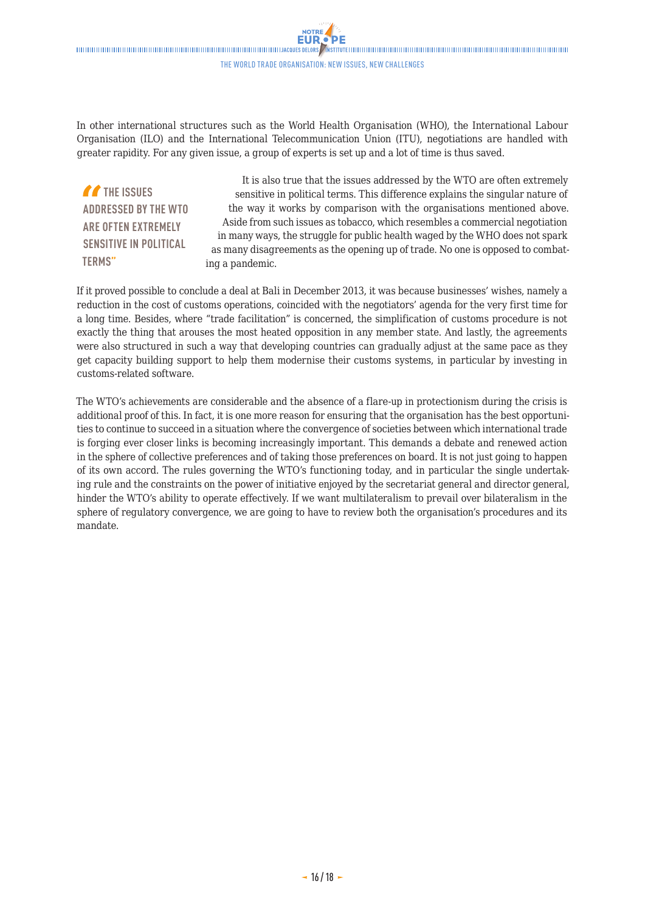In other international structures such as the World Health Organisation (WHO), the International Labour Organisation (ILO) and the International Telecommunication Union (ITU), negotiations are handled with greater rapidity. For any given issue, a group of experts is set up and a lot of time is thus saved.

> **"THE ISSUES ADDRESSED BY THE WTO ARE OFTEN EXTREMELY SENSITIVE IN POLITICAL TERMS"**

It is also true that the issues addressed by the WTO are often extremely sensitive in political terms. This difference explains the singular nature of the way it works by comparison with the organisations mentioned above. Aside from such issues as tobacco, which resembles a commercial negotiation in many ways, the struggle for public health waged by the WHO does not spark as many disagreements as the opening up of trade. No one is opposed to combating a pandemic.

If it proved possible to conclude a deal at Bali in December 2013, it was because businesses' wishes, namely a reduction in the cost of customs operations, coincided with the negotiators' agenda for the very first time for a long time. Besides, where "trade facilitation" is concerned, the simplification of customs procedure is not exactly the thing that arouses the most heated opposition in any member state. And lastly, the agreements were also structured in such a way that developing countries can gradually adjust at the same pace as they get capacity building support to help them modernise their customs systems, in particular by investing in customs-related software.

The WTO's achievements are considerable and the absence of a flare-up in protectionism during the crisis is additional proof of this. In fact, it is one more reason for ensuring that the organisation has the best opportunities to continue to succeed in a situation where the convergence of societies between which international trade is forging ever closer links is becoming increasingly important. This demands a debate and renewed action in the sphere of collective preferences and of taking those preferences on board. It is not just going to happen of its own accord. The rules governing the WTO's functioning today, and in particular the single undertaking rule and the constraints on the power of initiative enjoyed by the secretariat general and director general, hinder the WTO's ability to operate effectively. If we want multilateralism to prevail over bilateralism in the sphere of regulatory convergence, we are going to have to review both the organisation's procedures and its mandate.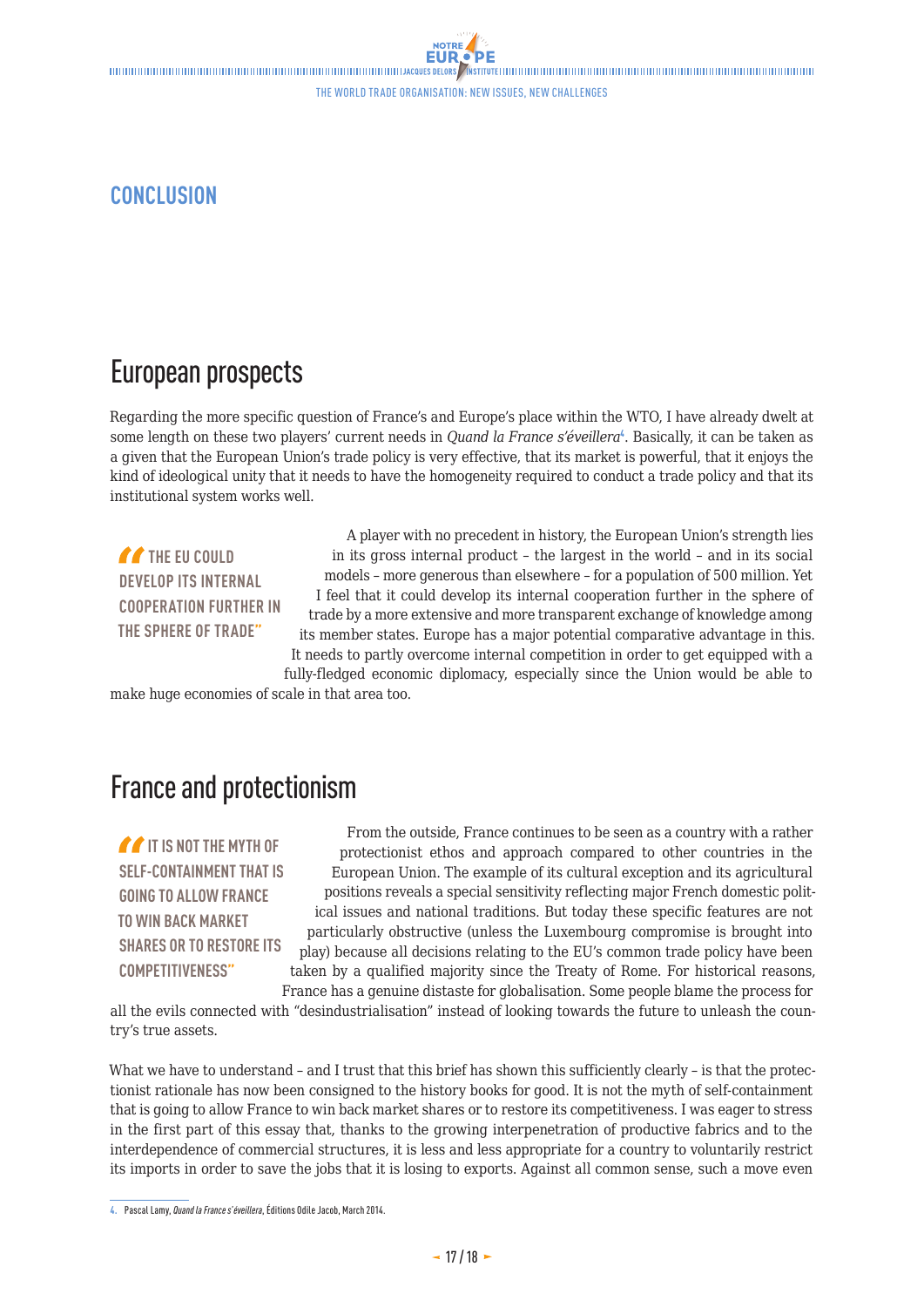## CONCLUSION

### European prospects

Regarding the more specific question of France's and Europe's place within the WTO, I have already dwelt at some length on these two players' current needs in *Quand la France s'éveillera*[4]. Basically, it can be taken as a given that the European Union's trade policy is very effective, that its market is powerful, that it enjoys the kind of ideological unity that it needs to have the homogeneity required to conduct a trade policy and that its institutional system works well.

> "THE EU COULD DEVELOP ITS INTERNAL COOPERATION FURTHER IN THE SPHERE OF TRADE"

A player with no precedent in history, the European Union's strength lies in its gross internal product – the largest in the world – and in its social models – more generous than elsewhere – for a population of 500 million. Yet I feel that it could develop its internal cooperation further in the sphere of trade by a more extensive and more transparent exchange of knowledge among its member states. Europe has a major potential comparative advantage in this. It needs to partly overcome internal competition in order to get equipped with a fully-fledged economic diplomacy, especially since the Union would be able to make huge economies of scale in that area too.

### France and protectionism

> "IT IS NOT THE MYTH OF SELF-CONTAINMENT THAT IS GOING TO ALLOW FRANCE TO WIN BACK MARKET SHARES OR TO RESTORE ITS COMPETITIVENESS"

From the outside, France continues to be seen as a country with a rather protectionist ethos and approach compared to other countries in the European Union. The example of its cultural exception and its agricultural positions reveals a special sensitivity reflecting major French domestic political issues and national traditions. But today these specific features are not particularly obstructive (unless the Luxembourg compromise is brought into play) because all decisions relating to the EU's common trade policy have been taken by a qualified majority since the Treaty of Rome. For historical reasons, France has a genuine distaste for globalisation. Some people blame the process for all the evils connected with "desindustrialisation" instead of looking towards the future to unleash the country's true assets.

What we have to understand – and I trust that this brief has shown this sufficiently clearly – is that the protectionist rationale has now been consigned to the history books for good. It is not the myth of self-containment that is going to allow France to win back market shares or to restore its competitiveness. I was eager to stress in the first part of this essay that, thanks to the growing interpenetration of productive fabrics and to the interdependence of commercial structures, it is less and less appropriate for a country to voluntarily restrict its imports in order to save the jobs that it is losing to exports. Against all common sense, such a move even

---

4. Pascal Lamy, *Quand la France s'éveillera*, Éditions Odile Jacob, March 2014.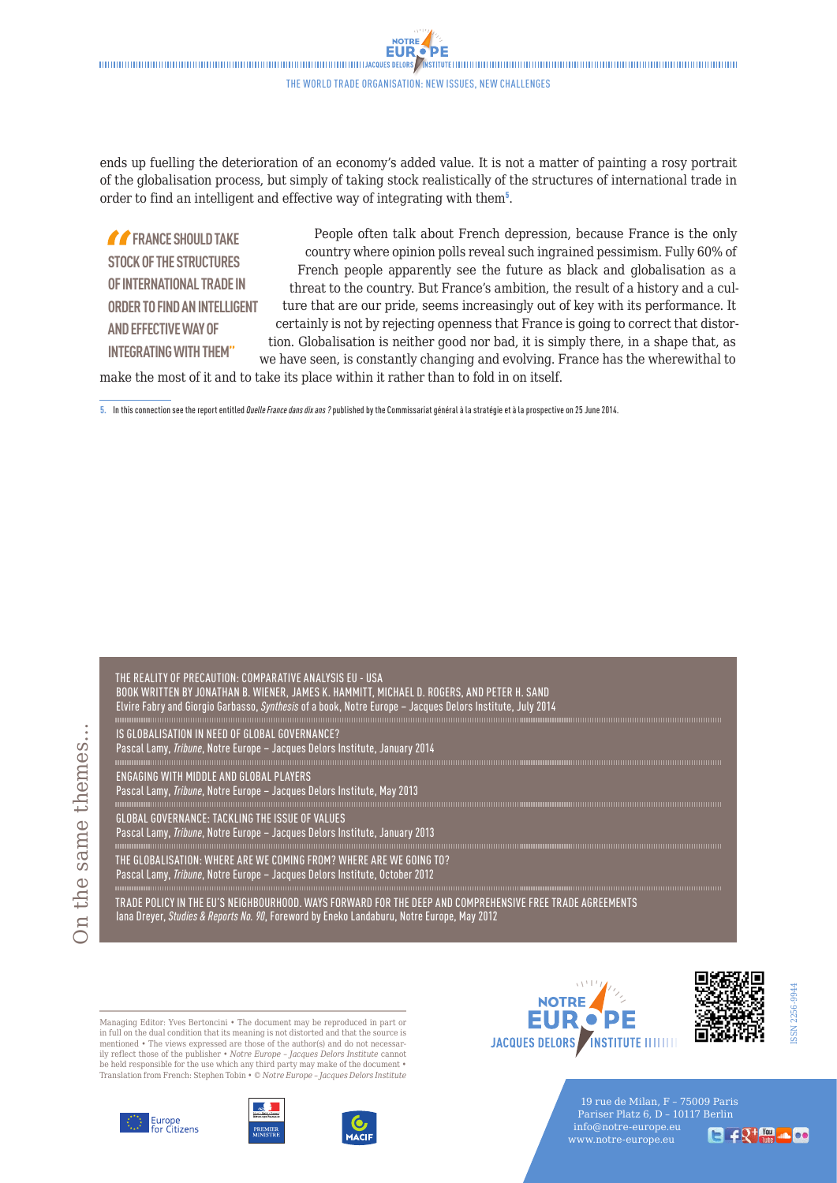ends up fuelling the deterioration of an economy's added value. It is not a matter of painting a rosy portrait of the globalisation process, but simply of taking stock realistically of the structures of international trade in order to find an intelligent and effective way of integrating with them[5].

> **"FRANCE SHOULD TAKE STOCK OF THE STRUCTURES OF INTERNATIONAL TRADE IN ORDER TO FIND AN INTELLIGENT AND EFFECTIVE WAY OF INTEGRATING WITH THEM"**

People often talk about French depression, because France is the only country where opinion polls reveal such ingrained pessimism. Fully 60% of French people apparently see the future as black and globalisation as a threat to the country. But France's ambition, the result of a history and a culture that are our pride, seems increasingly out of key with its performance. It certainly is not by rejecting openness that France is going to correct that distortion. Globalisation is neither good nor bad, it is simply there, in a shape that, as we have seen, is constantly changing and evolving. France has the wherewithal to make the most of it and to take its place within it rather than to fold in on itself.

5. In this connection see the report entitled *Quelle France dans dix ans ?* published by the Commissariat général à la stratégie et à la prospective on 25 June 2014.

## On the same themes…

THE REALITY OF PRECAUTION: COMPARATIVE ANALYSIS EU - USA
BOOK WRITTEN BY JONATHAN B. WIENER, JAMES K. HAMMITT, MICHAEL D. ROGERS, AND PETER H. SAND
Elvire Fabry and Giorgio Garbasso, *Synthesis* of a book, Notre Europe – Jacques Delors Institute, July 2014

IS GLOBALISATION IN NEED OF GLOBAL GOVERNANCE?
Pascal Lamy, *Tribune*, Notre Europe – Jacques Delors Institute, January 2014

ENGAGING WITH MIDDLE AND GLOBAL PLAYERS
Pascal Lamy, *Tribune*, Notre Europe – Jacques Delors Institute, May 2013

GLOBAL GOVERNANCE: TACKLING THE ISSUE OF VALUES
Pascal Lamy, *Tribune*, Notre Europe – Jacques Delors Institute, January 2013

THE GLOBALISATION: WHERE ARE WE COMING FROM? WHERE ARE WE GOING TO?
Pascal Lamy, *Tribune*, Notre Europe – Jacques Delors Institute, October 2012

TRADE POLICY IN THE EU'S NEIGHBOURHOOD. WAYS FORWARD FOR THE DEEP AND COMPREHENSIVE FREE TRADE AGREEMENTS
Iana Dreyer, *Studies & Reports No. 90*, Foreword by Eneko Landaburu, Notre Europe, May 2012

Managing Editor: Yves Bertoncini • The document may be reproduced in part or in full on the dual condition that its meaning is not distorted and that the source is mentioned • The views expressed are those of the author(s) and do not necessarily reflect those of the publisher • *Notre Europe – Jacques Delors Institute* cannot be held responsible for the use which any third party may make of the document • Translation from French: Stephen Tobin • © *Notre Europe – Jacques Delors Institute*

ISSN 2256-9944

19 rue de Milan, F – 75009 Paris
Pariser Platz 6, D – 10117 Berlin
info@notre-europe.eu
www.notre-europe.eu